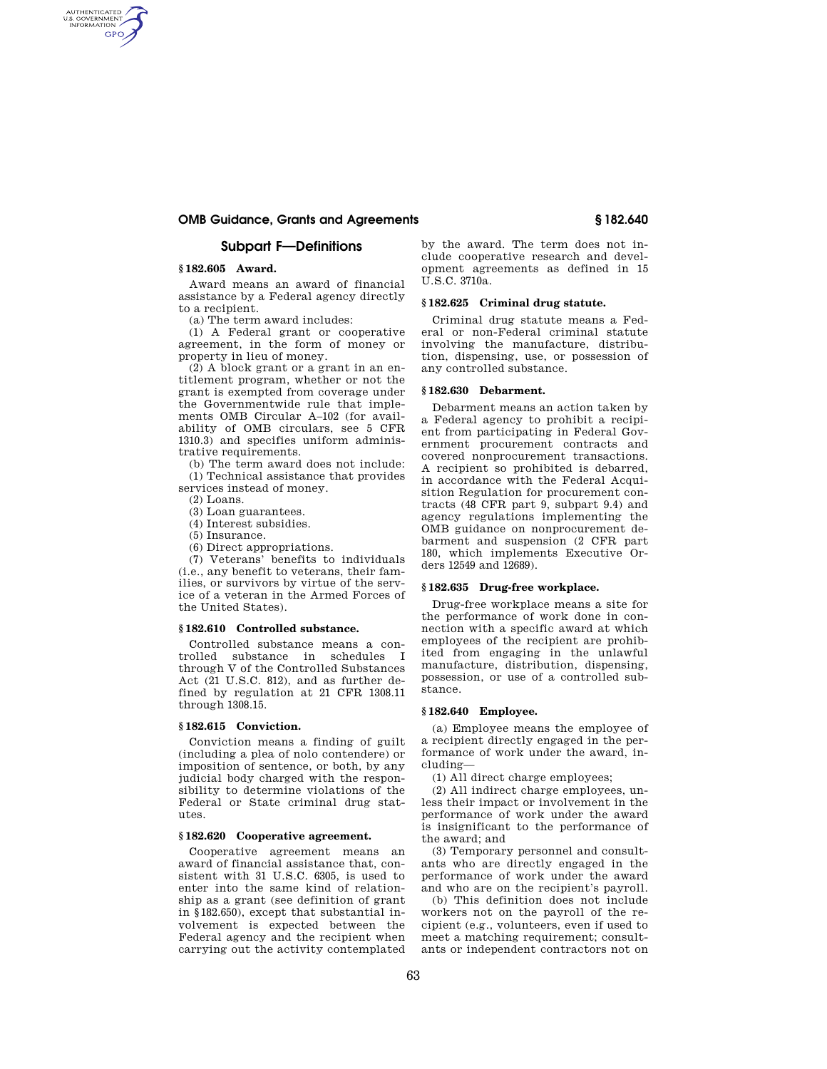## Subpart F—Definitions

### § 182.605 Award.

*Award* means an award of financial assistance by a Federal agency directly to a recipient.

(a) The term award includes:

(1) A Federal grant or cooperative agreement, in the form of money or property in lieu of money.

(2) A block grant or a grant in an entitlement program, whether or not the grant is exempted from coverage under the Governmentwide rule that implements OMB Circular A–102 (for availability of OMB circulars, see 5 CFR 1310.3) and specifies uniform administrative requirements.

(b) The term award does not include:

(1) Technical assistance that provides services instead of money.

(2) Loans.

(3) Loan guarantees.

(4) Interest subsidies.

(5) Insurance.

(6) Direct appropriations.

(7) Veterans' benefits to individuals (*i.e.*, any benefit to veterans, their families, or survivors by virtue of the service of a veteran in the Armed Forces of the United States).

### § 182.610 Controlled substance.

*Controlled substance* means a controlled substance in schedules I through V of the Controlled Substances Act (21 U.S.C. 812), and as further defined by regulation at 21 CFR 1308.11 through 1308.15.

### § 182.615 Conviction.

*Conviction* means a finding of guilt (including a plea of nolo contendere) or imposition of sentence, or both, by any judicial body charged with the responsibility to determine violations of the Federal or State criminal drug statutes.

### § 182.620 Cooperative agreement.

*Cooperative agreement* means an award of financial assistance that, consistent with 31 U.S.C. 6305, is used to enter into the same kind of relationship as a grant (see definition of grant in §182.650), except that substantial involvement is expected between the Federal agency and the recipient when carrying out the activity contemplated by the award. The term does not include cooperative research and development agreements as defined in 15 U.S.C. 3710a.

### § 182.625 Criminal drug statute.

*Criminal drug statute* means a Federal or non-Federal criminal statute involving the manufacture, distribution, dispensing, use, or possession of any controlled substance.

### § 182.630 Debarment.

*Debarment* means an action taken by a Federal agency to prohibit a recipient from participating in Federal Government procurement contracts and covered nonprocurement transactions. A recipient so prohibited is debarred, in accordance with the Federal Acquisition Regulation for procurement contracts (48 CFR part 9, subpart 9.4) and agency regulations implementing the OMB guidance on nonprocurement debarment and suspension (2 CFR part 180, which implements Executive Orders 12549 and 12689).

### § 182.635 Drug-free workplace.

*Drug-free workplace* means a site for the performance of work done in connection with a specific award at which employees of the recipient are prohibited from engaging in the unlawful manufacture, distribution, dispensing, possession, or use of a controlled substance.

### § 182.640 Employee.

(a) *Employee* means the employee of a recipient directly engaged in the performance of work under the award, including—

(1) All direct charge employees;

(2) All indirect charge employees, unless their impact or involvement in the performance of work under the award is insignificant to the performance of the award; and

(3) Temporary personnel and consultants who are directly engaged in the performance of work under the award and who are on the recipient's payroll.

(b) This definition does not include workers not on the payroll of the recipient (*e.g.*, volunteers, even if used to meet a matching requirement; consultants or independent contractors not on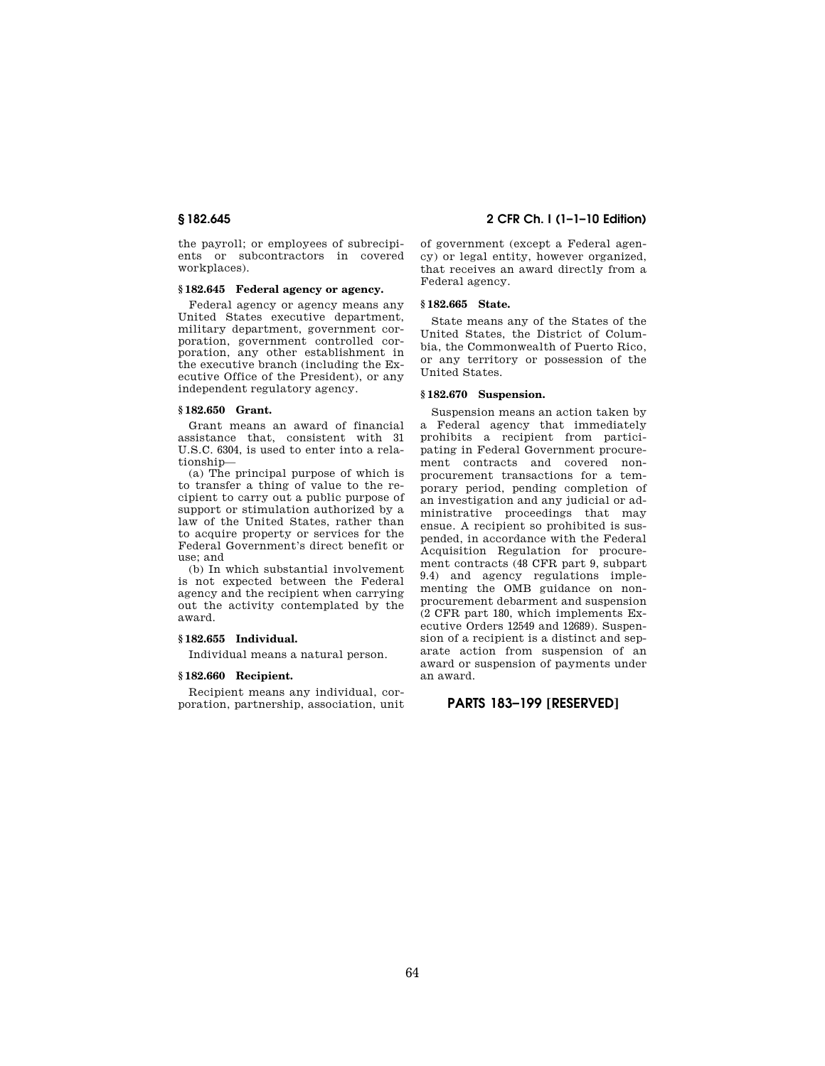the payroll; or employees of subrecipients or subcontractors in covered workplaces).

### § 182.645 Federal agency or agency.

Federal agency or agency means any United States executive department, military department, government corporation, government controlled corporation, any other establishment in the executive branch (including the Executive Office of the President), or any independent regulatory agency.

### § 182.650 Grant.

Grant means an award of financial assistance that, consistent with 31 U.S.C. 6304, is used to enter into a relationship—

(a) The principal purpose of which is to transfer a thing of value to the recipient to carry out a public purpose of support or stimulation authorized by a law of the United States, rather than to acquire property or services for the Federal Government's direct benefit or use; and

(b) In which substantial involvement is not expected between the Federal agency and the recipient when carrying out the activity contemplated by the award.

### § 182.655 Individual.

Individual means a natural person.

### § 182.660 Recipient.

Recipient means any individual, corporation, partnership, association, unit of government (except a Federal agency) or legal entity, however organized, that receives an award directly from a Federal agency.

### § 182.665 State.

State means any of the States of the United States, the District of Columbia, the Commonwealth of Puerto Rico, or any territory or possession of the United States.

### § 182.670 Suspension.

Suspension means an action taken by a Federal agency that immediately prohibits a recipient from participating in Federal Government procurement contracts and covered nonprocurement transactions for a temporary period, pending completion of an investigation and any judicial or administrative proceedings that may ensue. A recipient so prohibited is suspended, in accordance with the Federal Acquisition Regulation for procurement contracts (48 CFR part 9, subpart 9.4) and agency regulations implementing the OMB guidance on nonprocurement debarment and suspension (2 CFR part 180, which implements Executive Orders 12549 and 12689). Suspension of a recipient is a distinct and separate action from suspension of an award or suspension of payments under an award.

## PARTS 183–199 [RESERVED]